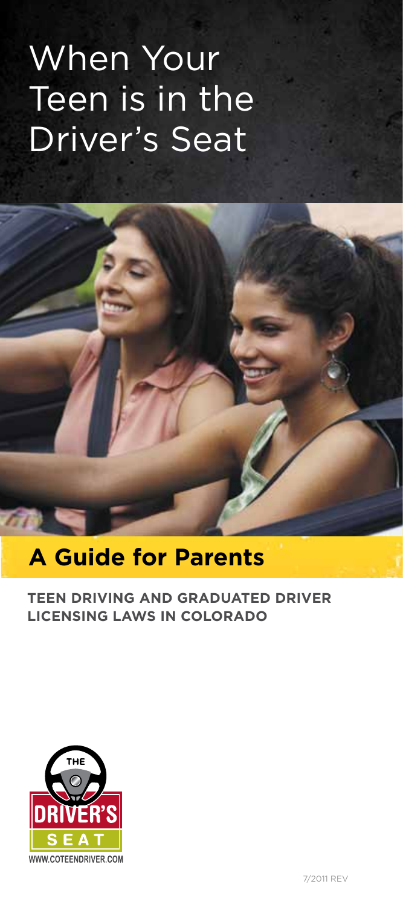# When Your Teen is in the Driver's Seat

## A Guide for Parents

**TEEN DRIVING AND GRADUATED DRIVER LICENSING LAWS IN COLORADO**

THE DRIVER'S SEAT

WWW.COTEENDRIVER.COM

7/2011 REV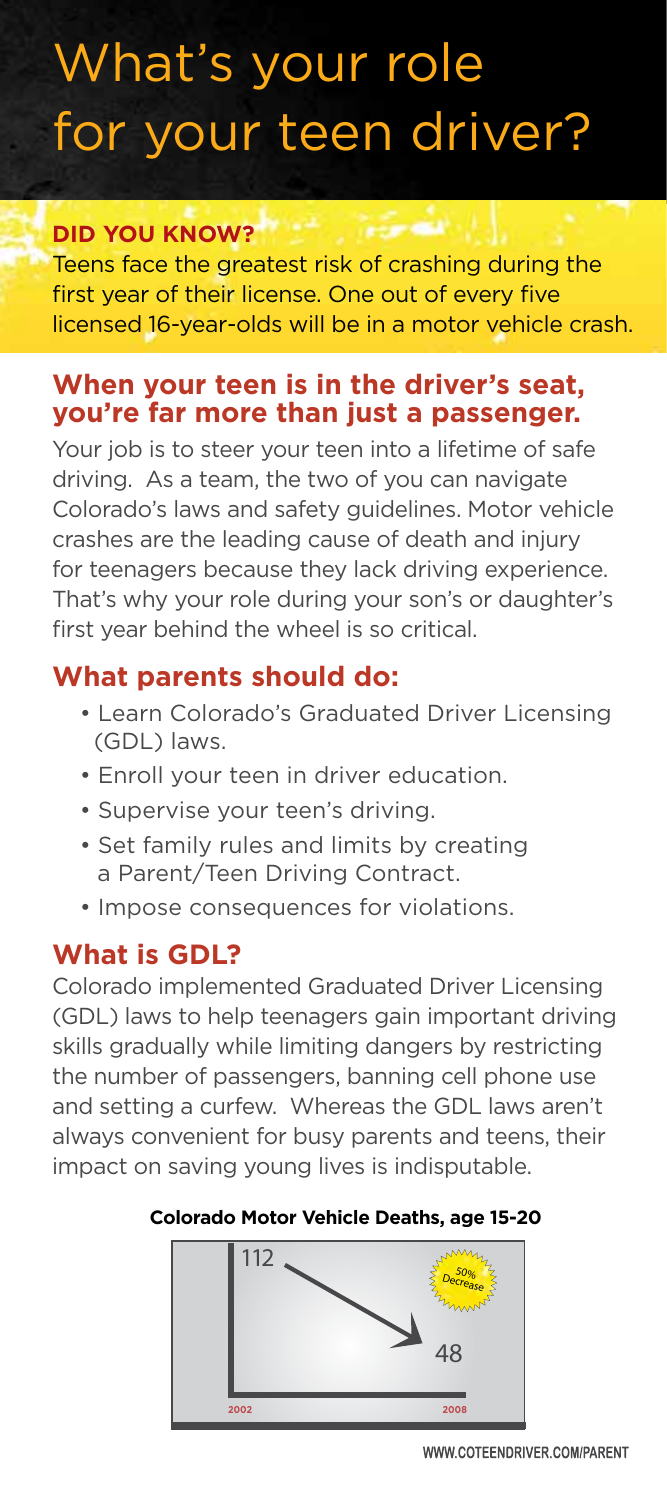# What's your role for your teen driver?

**DID YOU KNOW?**

Teens face the greatest risk of crashing during the first year of their license. One out of every five licensed 16-year-olds will be in a motor vehicle crash.

## When your teen is in the driver's seat, you're far more than just a passenger.

Your job is to steer your teen into a lifetime of safe driving. As a team, the two of you can navigate Colorado's laws and safety guidelines. Motor vehicle crashes are the leading cause of death and injury for teenagers because they lack driving experience. That's why your role during your son's or daughter's first year behind the wheel is so critical.

## What parents should do:

- Learn Colorado's Graduated Driver Licensing (GDL) laws.
- Enroll your teen in driver education.
- Supervise your teen's driving.
- Set family rules and limits by creating a Parent/Teen Driving Contract.
- Impose consequences for violations.

## What is GDL?

Colorado implemented Graduated Driver Licensing (GDL) laws to help teenagers gain important driving skills gradually while limiting dangers by restricting the number of passengers, banning cell phone use and setting a curfew. Whereas the GDL laws aren't always convenient for busy parents and teens, their impact on saving young lives is indisputable.

**Colorado Motor Vehicle Deaths, age 15-20**

| Year | Deaths |
|---|---|
| 2002 | 112 |
| 2008 | 48 |

50% Decrease

WWW.COTEENDRIVER.COM/PARENT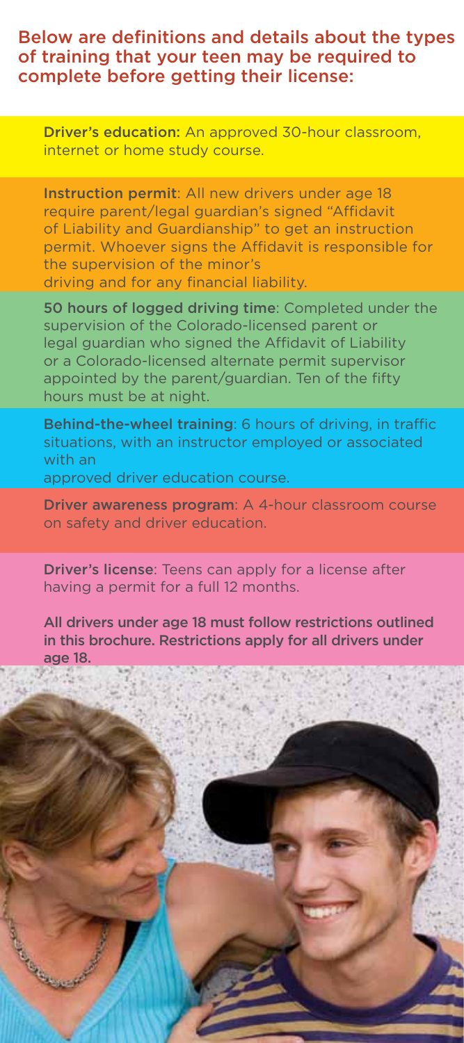## Below are definitions and details about the types of training that your teen may be required to complete before getting their license:

**Driver's education:** An approved 30-hour classroom, internet or home study course.

**Instruction permit**: All new drivers under age 18 require parent/legal guardian's signed "Affidavit of Liability and Guardianship" to get an instruction permit. Whoever signs the Affidavit is responsible for the supervision of the minor's driving and for any financial liability.

**50 hours of logged driving time**: Completed under the supervision of the Colorado-licensed parent or legal guardian who signed the Affidavit of Liability or a Colorado-licensed alternate permit supervisor appointed by the parent/guardian. Ten of the fifty hours must be at night.

**Behind-the-wheel training**: 6 hours of driving, in traffic situations, with an instructor employed or associated with an approved driver education course.

**Driver awareness program**: A 4-hour classroom course on safety and driver education.

**Driver's license**: Teens can apply for a license after having a permit for a full 12 months.

**All drivers under age 18 must follow restrictions outlined in this brochure. Restrictions apply for all drivers under age 18.**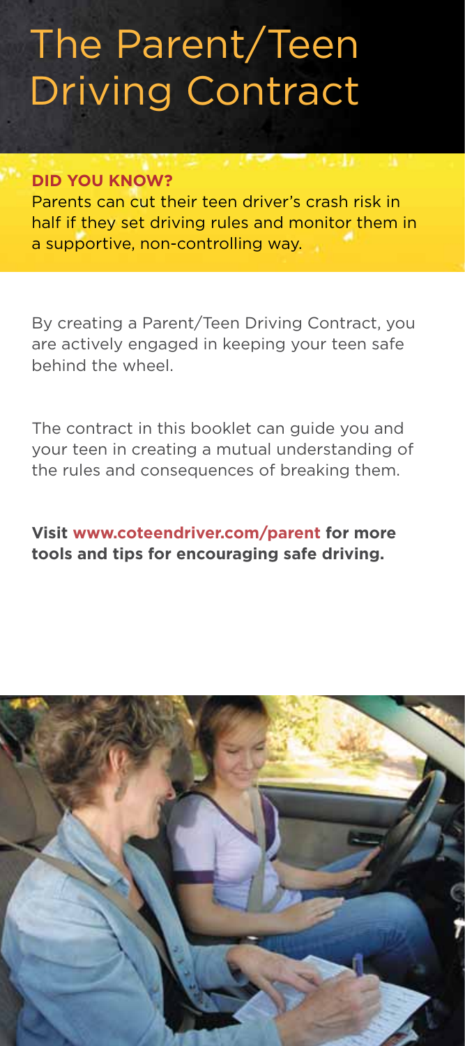# The Parent/Teen Driving Contract

**DID YOU KNOW?**

Parents can cut their teen driver's crash risk in half if they set driving rules and monitor them in a supportive, non-controlling way.

By creating a Parent/Teen Driving Contract, you are actively engaged in keeping your teen safe behind the wheel.

The contract in this booklet can guide you and your teen in creating a mutual understanding of the rules and consequences of breaking them.

**Visit www.coteendriver.com/parent for more tools and tips for encouraging safe driving.**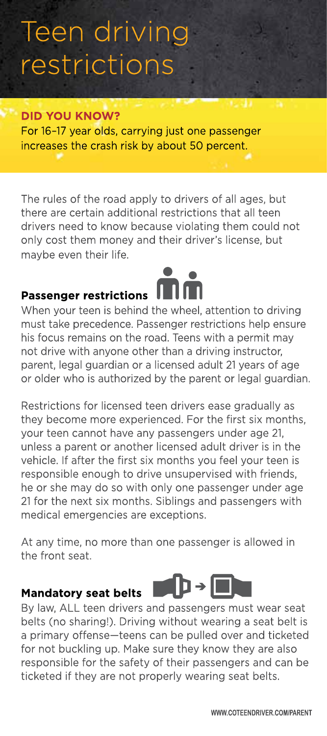# Teen driving restrictions

**DID YOU KNOW?**
For 16-17 year olds, carrying just one passenger increases the crash risk by about 50 percent.

The rules of the road apply to drivers of all ages, but there are certain additional restrictions that all teen drivers need to know because violating them could not only cost them money and their driver's license, but maybe even their life.

## Passenger restrictions

When your teen is behind the wheel, attention to driving must take precedence. Passenger restrictions help ensure his focus remains on the road. Teens with a permit may not drive with anyone other than a driving instructor, parent, legal guardian or a licensed adult 21 years of age or older who is authorized by the parent or legal guardian.

Restrictions for licensed teen drivers ease gradually as they become more experienced. For the first six months, your teen cannot have any passengers under age 21, unless a parent or another licensed adult driver is in the vehicle. If after the first six months you feel your teen is responsible enough to drive unsupervised with friends, he or she may do so with only one passenger under age 21 for the next six months. Siblings and passengers with medical emergencies are exceptions.

At any time, no more than one passenger is allowed in the front seat.

## Mandatory seat belts

By law, ALL teen drivers and passengers must wear seat belts (no sharing!). Driving without wearing a seat belt is a primary offense—teens can be pulled over and ticketed for not buckling up. Make sure they know they are also responsible for the safety of their passengers and can be ticketed if they are not properly wearing seat belts.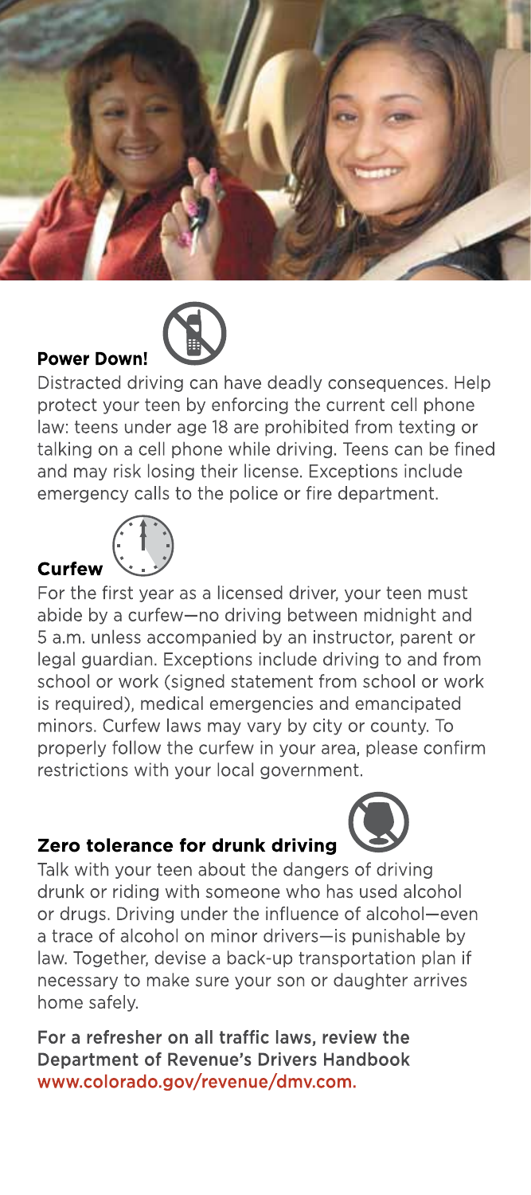## Power Down!

Distracted driving can have deadly consequences. Help protect your teen by enforcing the current cell phone law: teens under age 18 are prohibited from texting or talking on a cell phone while driving. Teens can be fined and may risk losing their license. Exceptions include emergency calls to the police or fire department.

## Curfew

For the first year as a licensed driver, your teen must abide by a curfew—no driving between midnight and 5 a.m. unless accompanied by an instructor, parent or legal guardian. Exceptions include driving to and from school or work (signed statement from school or work is required), medical emergencies and emancipated minors. Curfew laws may vary by city or county. To properly follow the curfew in your area, please confirm restrictions with your local government.

## Zero tolerance for drunk driving

Talk with your teen about the dangers of driving drunk or riding with someone who has used alcohol or drugs. Driving under the influence of alcohol—even a trace of alcohol on minor drivers—is punishable by law. Together, devise a back-up transportation plan if necessary to make sure your son or daughter arrives home safely.

For a refresher on all traffic laws, review the Department of Revenue's Drivers Handbook www.colorado.gov/revenue/dmv.com.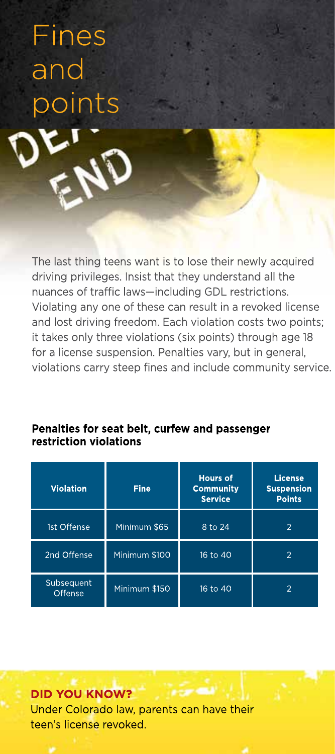# Fines and points

The last thing teens want is to lose their newly acquired driving privileges. Insist that they understand all the nuances of traffic laws—including GDL restrictions. Violating any one of these can result in a revoked license and lost driving freedom. Each violation costs two points; it takes only three violations (six points) through age 18 for a license suspension. Penalties vary, but in general, violations carry steep fines and include community service.

**Penalties for seat belt, curfew and passenger restriction violations**

| Violation | Fine | Hours of Community Service | License Suspension Points |
|---|---|---|---|
| 1st Offense | Minimum $65 | 8 to 24 | 2 |
| 2nd Offense | Minimum $100 | 16 to 40 | 2 |
| Subsequent Offense | Minimum $150 | 16 to 40 | 2 |

**DID YOU KNOW?**

Under Colorado law, parents can have their teen's license revoked.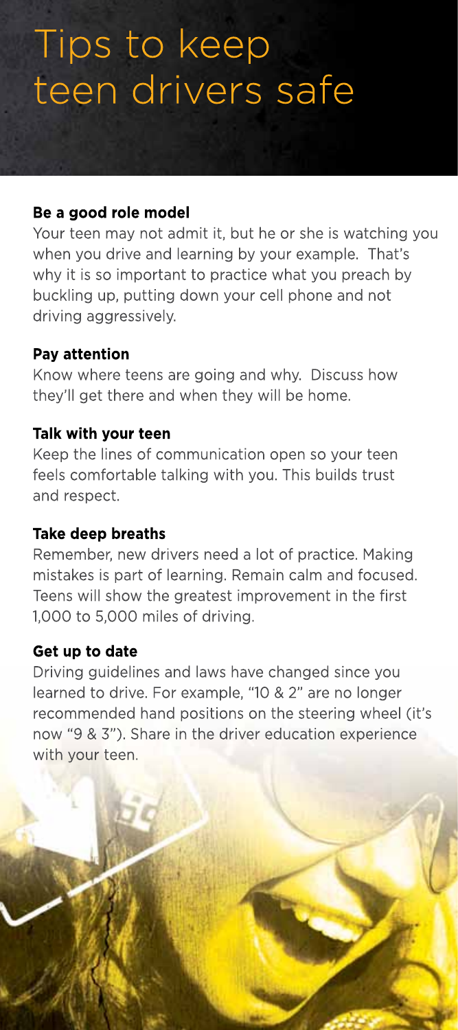# Tips to keep teen drivers safe

**Be a good role model**

Your teen may not admit it, but he or she is watching you when you drive and learning by your example. That's why it is so important to practice what you preach by buckling up, putting down your cell phone and not driving aggressively.

**Pay attention**

Know where teens are going and why. Discuss how they'll get there and when they will be home.

**Talk with your teen**

Keep the lines of communication open so your teen feels comfortable talking with you. This builds trust and respect.

**Take deep breaths**

Remember, new drivers need a lot of practice. Making mistakes is part of learning. Remain calm and focused. Teens will show the greatest improvement in the first 1,000 to 5,000 miles of driving.

**Get up to date**

Driving guidelines and laws have changed since you learned to drive. For example, "10 & 2" are no longer recommended hand positions on the steering wheel (it's now "9 & 3"). Share in the driver education experience with your teen.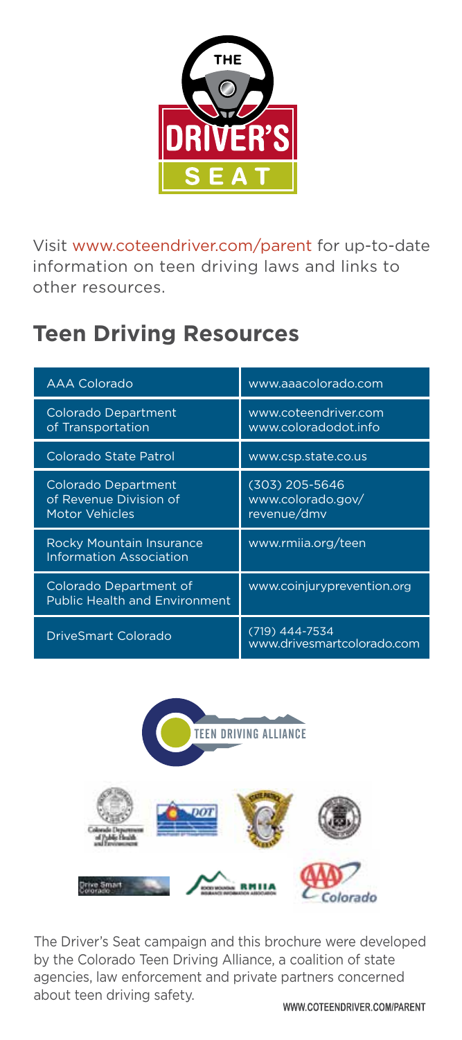Visit www.coteendriver.com/parent for up-to-date information on teen driving laws and links to other resources.

## Teen Driving Resources

| | |
|---|---|
| AAA Colorado | www.aaacolorado.com |
| Colorado Department of Transportation | www.coteendriver.com www.coloradodot.info |
| Colorado State Patrol | www.csp.state.co.us |
| Colorado Department of Revenue Division of Motor Vehicles | (303) 205-5646 www.colorado.gov/revenue/dmv |
| Rocky Mountain Insurance Information Association | www.rmiia.org/teen |
| Colorado Department of Public Health and Environment | www.coinjuryprevention.org |
| DriveSmart Colorado | (719) 444-7534 www.drivesmartcolorado.com |

The Driver's Seat campaign and this brochure were developed by the Colorado Teen Driving Alliance, a coalition of state agencies, law enforcement and private partners concerned about teen driving safety.

WWW.COTEENDRIVER.COM/PARENT